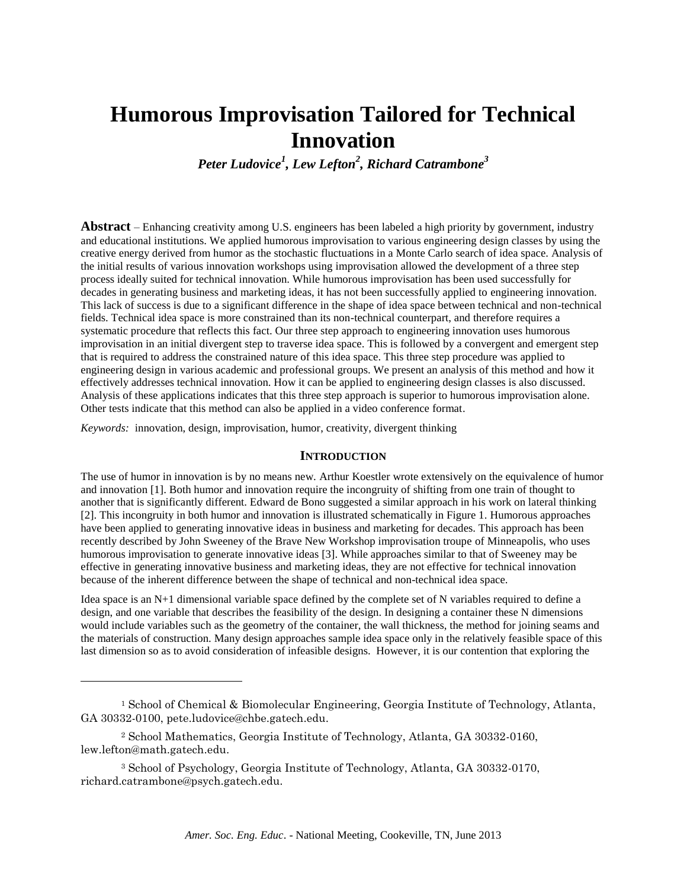# Humorous Improvisation Tailored for Technical Innovation

***Peter Ludovice[1], Lew Lefton[2], Richard Catrambone[3]***

**Abstract** – Enhancing creativity among U.S. engineers has been labeled a high priority by government, industry and educational institutions. We applied humorous improvisation to various engineering design classes by using the creative energy derived from humor as the stochastic fluctuations in a Monte Carlo search of idea space. Analysis of the initial results of various innovation workshops using improvisation allowed the development of a three step process ideally suited for technical innovation. While humorous improvisation has been used successfully for decades in generating business and marketing ideas, it has not been successfully applied to engineering innovation. This lack of success is due to a significant difference in the shape of idea space between technical and non-technical fields. Technical idea space is more constrained than its non-technical counterpart, and therefore requires a systematic procedure that reflects this fact. Our three step approach to engineering innovation uses humorous improvisation in an initial divergent step to traverse idea space. This is followed by a convergent and emergent step that is required to address the constrained nature of this idea space. This three step procedure was applied to engineering design in various academic and professional groups. We present an analysis of this method and how it effectively addresses technical innovation. How it can be applied to engineering design classes is also discussed. Analysis of these applications indicates that this three step approach is superior to humorous improvisation alone. Other tests indicate that this method can also be applied in a video conference format.

*Keywords:* innovation, design, improvisation, humor, creativity, divergent thinking

## INTRODUCTION

The use of humor in innovation is by no means new. Arthur Koestler wrote extensively on the equivalence of humor and innovation [1]. Both humor and innovation require the incongruity of shifting from one train of thought to another that is significantly different. Edward de Bono suggested a similar approach in his work on lateral thinking [2]. This incongruity in both humor and innovation is illustrated schematically in Figure 1. Humorous approaches have been applied to generating innovative ideas in business and marketing for decades. This approach has been recently described by John Sweeney of the Brave New Workshop improvisation troupe of Minneapolis, who uses humorous improvisation to generate innovative ideas [3]. While approaches similar to that of Sweeney may be effective in generating innovative business and marketing ideas, they are not effective for technical innovation because of the inherent difference between the shape of technical and non-technical idea space.

Idea space is an N+1 dimensional variable space defined by the complete set of N variables required to define a design, and one variable that describes the feasibility of the design. In designing a container these N dimensions would include variables such as the geometry of the container, the wall thickness, the method for joining seams and the materials of construction. Many design approaches sample idea space only in the relatively feasible space of this last dimension so as to avoid consideration of infeasible designs. However, it is our contention that exploring the

---

[1] School of Chemical & Biomolecular Engineering, Georgia Institute of Technology, Atlanta, GA 30332-0100, pete.ludovice@chbe.gatech.edu.

[2] School Mathematics, Georgia Institute of Technology, Atlanta, GA 30332-0160, lew.lefton@math.gatech.edu.

[3] School of Psychology, Georgia Institute of Technology, Atlanta, GA 30332-0170, richard.catrambone@psych.gatech.edu.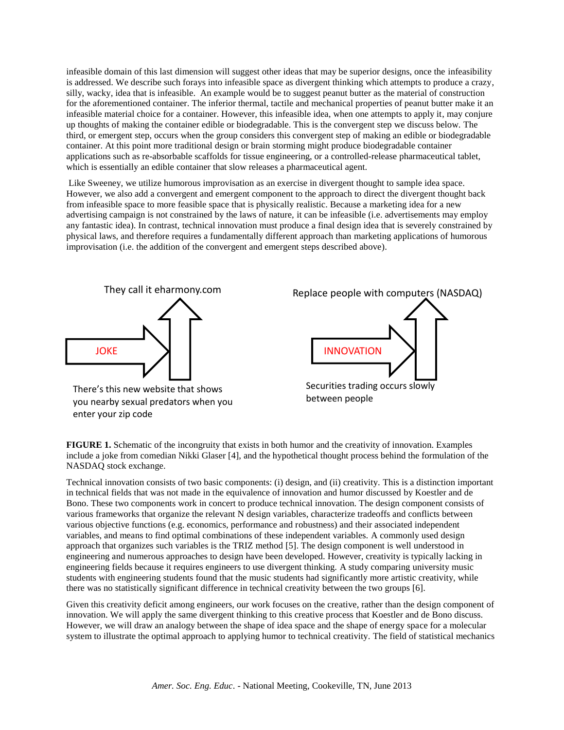infeasible domain of this last dimension will suggest other ideas that may be superior designs, once the infeasibility is addressed. We describe such forays into infeasible space as divergent thinking which attempts to produce a crazy, silly, wacky, idea that is infeasible. An example would be to suggest peanut butter as the material of construction for the aforementioned container. The inferior thermal, tactile and mechanical properties of peanut butter make it an infeasible material choice for a container. However, this infeasible idea, when one attempts to apply it, may conjure up thoughts of making the container edible or biodegradable. This is the convergent step we discuss below. The third, or emergent step, occurs when the group considers this convergent step of making an edible or biodegradable container. At this point more traditional design or brain storming might produce biodegradable container applications such as re-absorbable scaffolds for tissue engineering, or a controlled-release pharmaceutical tablet, which is essentially an edible container that slow releases a pharmaceutical agent.

Like Sweeney, we utilize humorous improvisation as an exercise in divergent thought to sample idea space. However, we also add a convergent and emergent component to the approach to direct the divergent thought back from infeasible space to more feasible space that is physically realistic. Because a marketing idea for a new advertising campaign is not constrained by the laws of nature, it can be infeasible (i.e. advertisements may employ any fantastic idea). In contrast, technical innovation must produce a final design idea that is severely constrained by physical laws, and therefore requires a fundamentally different approach than marketing applications of humorous improvisation (i.e. the addition of the convergent and emergent steps described above).

They call it eharmony.com

JOKE

There's this new website that shows you nearby sexual predators when you enter your zip code

Replace people with computers (NASDAQ)

INNOVATION

Securities trading occurs slowly between people

**FIGURE 1.** Schematic of the incongruity that exists in both humor and the creativity of innovation. Examples include a joke from comedian Nikki Glaser [4], and the hypothetical thought process behind the formulation of the NASDAQ stock exchange.

Technical innovation consists of two basic components: (i) design, and (ii) creativity. This is a distinction important in technical fields that was not made in the equivalence of innovation and humor discussed by Koestler and de Bono. These two components work in concert to produce technical innovation. The design component consists of various frameworks that organize the relevant N design variables, characterize tradeoffs and conflicts between various objective functions (e.g. economics, performance and robustness) and their associated independent variables, and means to find optimal combinations of these independent variables. A commonly used design approach that organizes such variables is the TRIZ method [5]. The design component is well understood in engineering and numerous approaches to design have been developed. However, creativity is typically lacking in engineering fields because it requires engineers to use divergent thinking. A study comparing university music students with engineering students found that the music students had significantly more artistic creativity, while there was no statistically significant difference in technical creativity between the two groups [6].

Given this creativity deficit among engineers, our work focuses on the creative, rather than the design component of innovation. We will apply the same divergent thinking to this creative process that Koestler and de Bono discuss. However, we will draw an analogy between the shape of idea space and the shape of energy space for a molecular system to illustrate the optimal approach to applying humor to technical creativity. The field of statistical mechanics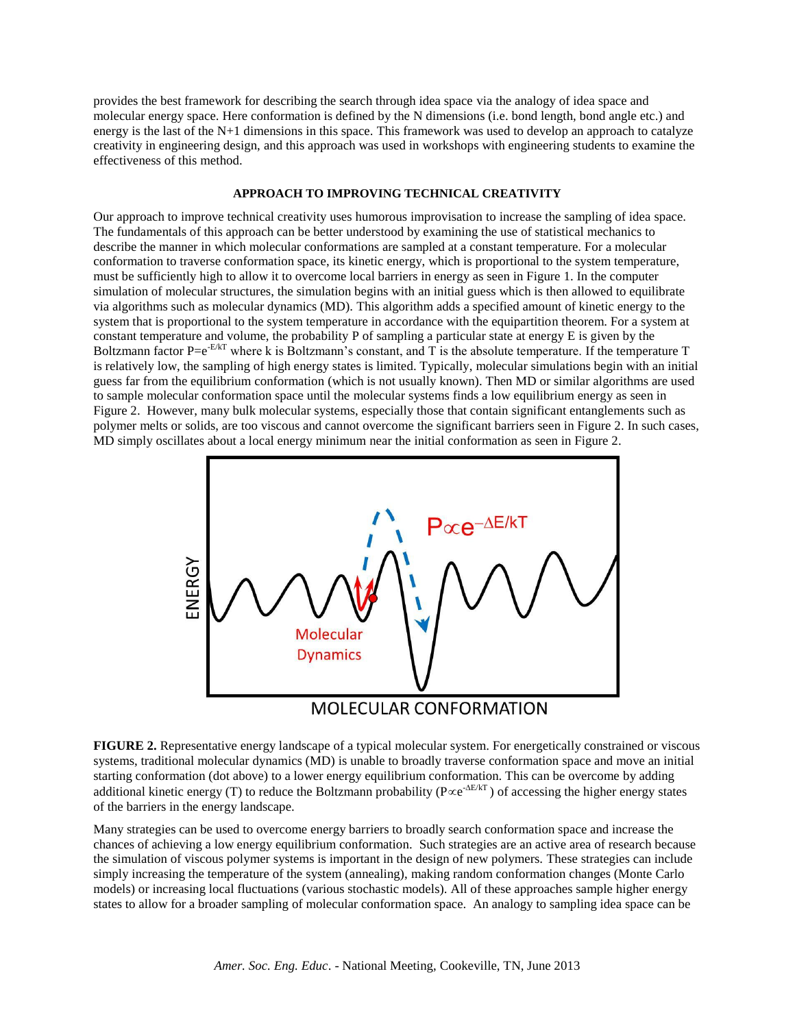provides the best framework for describing the search through idea space via the analogy of idea space and molecular energy space. Here conformation is defined by the N dimensions (i.e. bond length, bond angle etc.) and energy is the last of the N+1 dimensions in this space. This framework was used to develop an approach to catalyze creativity in engineering design, and this approach was used in workshops with engineering students to examine the effectiveness of this method.

## APPROACH TO IMPROVING TECHNICAL CREATIVITY

Our approach to improve technical creativity uses humorous improvisation to increase the sampling of idea space. The fundamentals of this approach can be better understood by examining the use of statistical mechanics to describe the manner in which molecular conformations are sampled at a constant temperature. For a molecular conformation to traverse conformation space, its kinetic energy, which is proportional to the system temperature, must be sufficiently high to allow it to overcome local barriers in energy as seen in Figure 1. In the computer simulation of molecular structures, the simulation begins with an initial guess which is then allowed to equilibrate via algorithms such as molecular dynamics (MD). This algorithm adds a specified amount of kinetic energy to the system that is proportional to the system temperature in accordance with the equipartition theorem. For a system at constant temperature and volume, the probability P of sampling a particular state at energy E is given by the Boltzmann factor $P=e^{-E/kT}$ where k is Boltzmann's constant, and T is the absolute temperature. If the temperature T is relatively low, the sampling of high energy states is limited. Typically, molecular simulations begin with an initial guess far from the equilibrium conformation (which is not usually known). Then MD or similar algorithms are used to sample molecular conformation space until the molecular systems finds a low equilibrium energy as seen in Figure 2. However, many bulk molecular systems, especially those that contain significant entanglements such as polymer melts or solids, are too viscous and cannot overcome the significant barriers seen in Figure 2. In such cases, MD simply oscillates about a local energy minimum near the initial conformation as seen in Figure 2.

**FIGURE 2.** Representative energy landscape of a typical molecular system. For energetically constrained or viscous systems, traditional molecular dynamics (MD) is unable to broadly traverse conformation space and move an initial starting conformation (dot above) to a lower energy equilibrium conformation. This can be overcome by adding additional kinetic energy (T) to reduce the Boltzmann probability ($P \propto e^{-\Delta E/kT}$) of accessing the higher energy states of the barriers in the energy landscape.

Many strategies can be used to overcome energy barriers to broadly search conformation space and increase the chances of achieving a low energy equilibrium conformation. Such strategies are an active area of research because the simulation of viscous polymer systems is important in the design of new polymers. These strategies can include simply increasing the temperature of the system (annealing), making random conformation changes (Monte Carlo models) or increasing local fluctuations (various stochastic models). All of these approaches sample higher energy states to allow for a broader sampling of molecular conformation space. An analogy to sampling idea space can be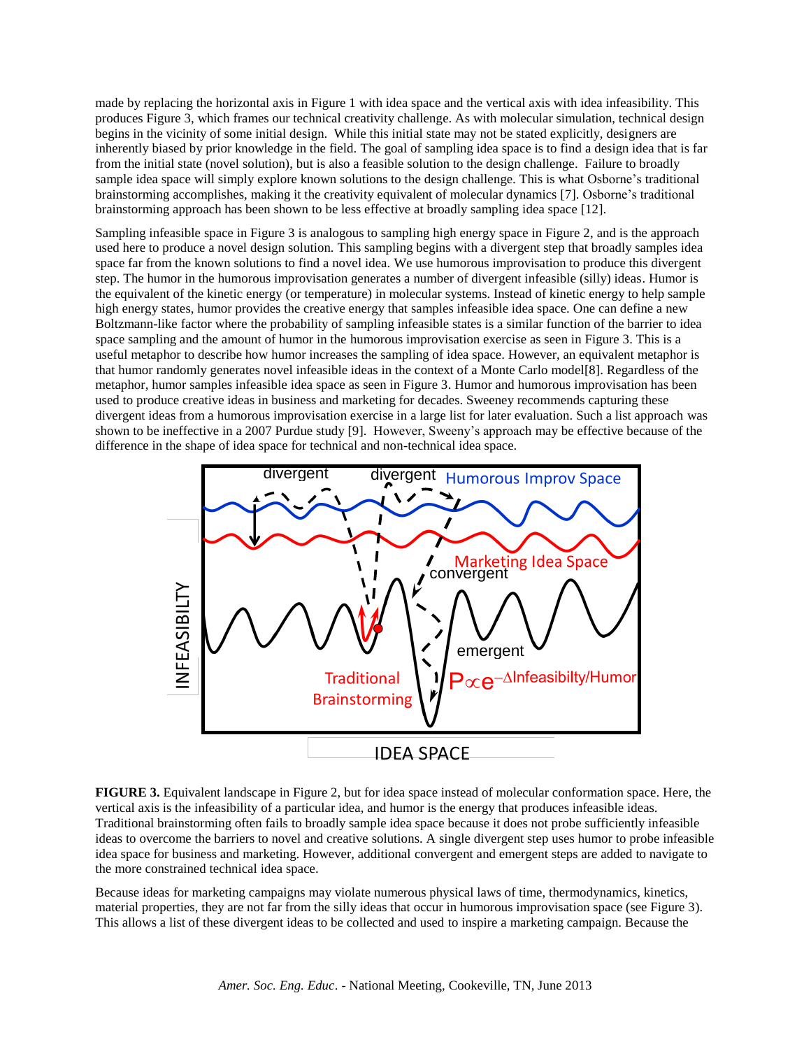made by replacing the horizontal axis in Figure 1 with idea space and the vertical axis with idea infeasibility. This produces Figure 3, which frames our technical creativity challenge. As with molecular simulation, technical design begins in the vicinity of some initial design. While this initial state may not be stated explicitly, designers are inherently biased by prior knowledge in the field. The goal of sampling idea space is to find a design idea that is far from the initial state (novel solution), but is also a feasible solution to the design challenge. Failure to broadly sample idea space will simply explore known solutions to the design challenge. This is what Osborne's traditional brainstorming accomplishes, making it the creativity equivalent of molecular dynamics [7]. Osborne's traditional brainstorming approach has been shown to be less effective at broadly sampling idea space [12].

Sampling infeasible space in Figure 3 is analogous to sampling high energy space in Figure 2, and is the approach used here to produce a novel design solution. This sampling begins with a divergent step that broadly samples idea space far from the known solutions to find a novel idea. We use humorous improvisation to produce this divergent step. The humor in the humorous improvisation generates a number of divergent infeasible (silly) ideas. Humor is the equivalent of the kinetic energy (or temperature) in molecular systems. Instead of kinetic energy to help sample high energy states, humor provides the creative energy that samples infeasible idea space. One can define a new Boltzmann-like factor where the probability of sampling infeasible states is a similar function of the barrier to idea space sampling and the amount of humor in the humorous improvisation exercise as seen in Figure 3. This is a useful metaphor to describe how humor increases the sampling of idea space. However, an equivalent metaphor is that humor randomly generates novel infeasible ideas in the context of a Monte Carlo model[8]. Regardless of the metaphor, humor samples infeasible idea space as seen in Figure 3. Humor and humorous improvisation has been used to produce creative ideas in business and marketing for decades. Sweeney recommends capturing these divergent ideas from a humorous improvisation exercise in a large list for later evaluation. Such a list approach was shown to be ineffective in a 2007 Purdue study [9]. However, Sweeny's approach may be effective because of the difference in the shape of idea space for technical and non-technical idea space.

**FIGURE 3.** Equivalent landscape in Figure 2, but for idea space instead of molecular conformation space. Here, the vertical axis is the infeasibility of a particular idea, and humor is the energy that produces infeasible ideas. Traditional brainstorming often fails to broadly sample idea space because it does not probe sufficiently infeasible ideas to overcome the barriers to novel and creative solutions. A single divergent step uses humor to probe infeasible idea space for business and marketing. However, additional convergent and emergent steps are added to navigate to the more constrained technical idea space.

Because ideas for marketing campaigns may violate numerous physical laws of time, thermodynamics, kinetics, material properties, they are not far from the silly ideas that occur in humorous improvisation space (see Figure 3). This allows a list of these divergent ideas to be collected and used to inspire a marketing campaign. Because the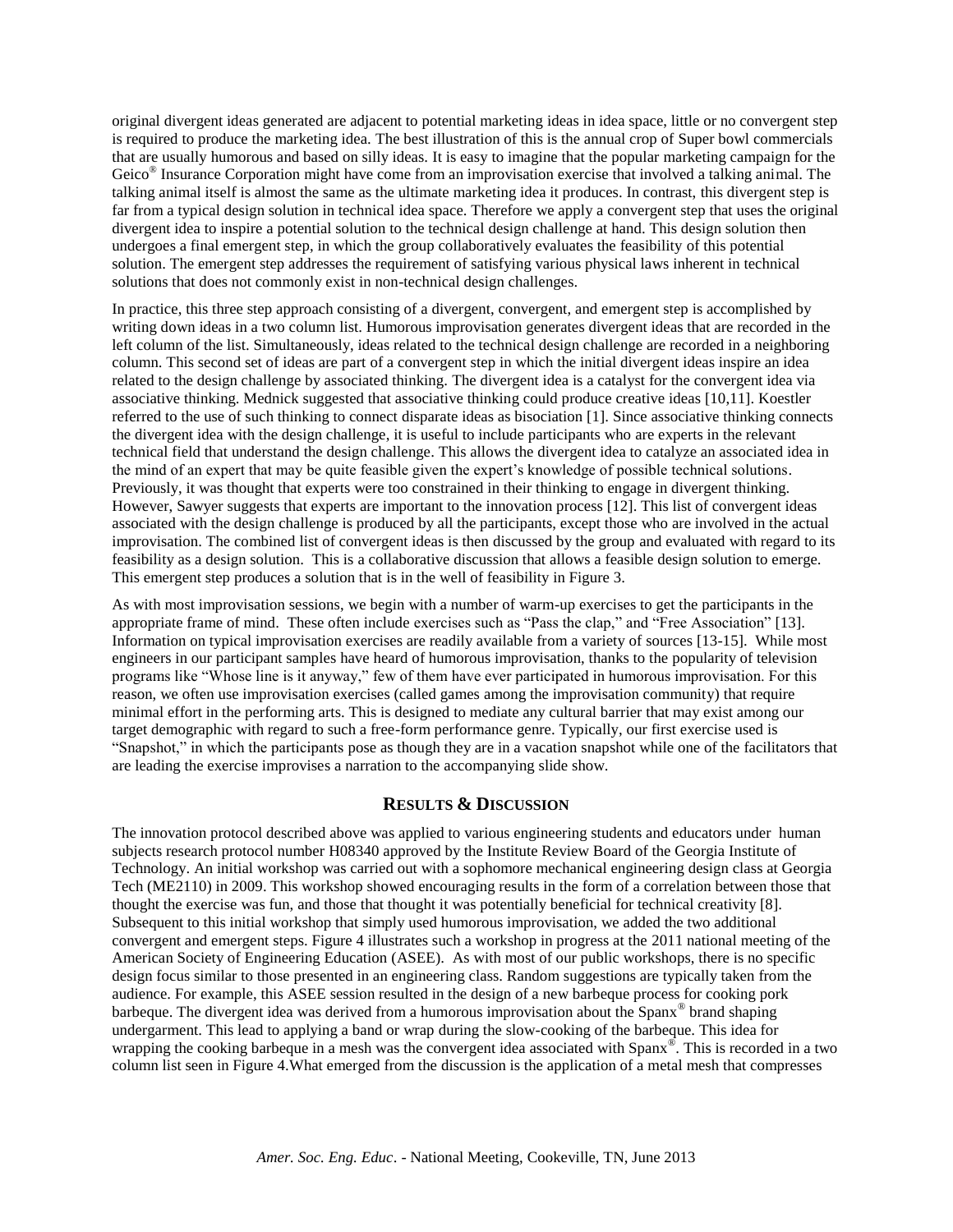original divergent ideas generated are adjacent to potential marketing ideas in idea space, little or no convergent step is required to produce the marketing idea. The best illustration of this is the annual crop of Super bowl commercials that are usually humorous and based on silly ideas. It is easy to imagine that the popular marketing campaign for the Geico® Insurance Corporation might have come from an improvisation exercise that involved a talking animal. The talking animal itself is almost the same as the ultimate marketing idea it produces. In contrast, this divergent step is far from a typical design solution in technical idea space. Therefore we apply a convergent step that uses the original divergent idea to inspire a potential solution to the technical design challenge at hand. This design solution then undergoes a final emergent step, in which the group collaboratively evaluates the feasibility of this potential solution. The emergent step addresses the requirement of satisfying various physical laws inherent in technical solutions that does not commonly exist in non-technical design challenges.

In practice, this three step approach consisting of a divergent, convergent, and emergent step is accomplished by writing down ideas in a two column list. Humorous improvisation generates divergent ideas that are recorded in the left column of the list. Simultaneously, ideas related to the technical design challenge are recorded in a neighboring column. This second set of ideas are part of a convergent step in which the initial divergent ideas inspire an idea related to the design challenge by associated thinking. The divergent idea is a catalyst for the convergent idea via associative thinking. Mednick suggested that associative thinking could produce creative ideas [10,11]. Koestler referred to the use of such thinking to connect disparate ideas as bisociation [1]. Since associative thinking connects the divergent idea with the design challenge, it is useful to include participants who are experts in the relevant technical field that understand the design challenge. This allows the divergent idea to catalyze an associated idea in the mind of an expert that may be quite feasible given the expert's knowledge of possible technical solutions. Previously, it was thought that experts were too constrained in their thinking to engage in divergent thinking. However, Sawyer suggests that experts are important to the innovation process [12]. This list of convergent ideas associated with the design challenge is produced by all the participants, except those who are involved in the actual improvisation. The combined list of convergent ideas is then discussed by the group and evaluated with regard to its feasibility as a design solution. This is a collaborative discussion that allows a feasible design solution to emerge. This emergent step produces a solution that is in the well of feasibility in Figure 3.

As with most improvisation sessions, we begin with a number of warm-up exercises to get the participants in the appropriate frame of mind. These often include exercises such as "Pass the clap," and "Free Association" [13]. Information on typical improvisation exercises are readily available from a variety of sources [13-15]. While most engineers in our participant samples have heard of humorous improvisation, thanks to the popularity of television programs like "Whose line is it anyway," few of them have ever participated in humorous improvisation. For this reason, we often use improvisation exercises (called games among the improvisation community) that require minimal effort in the performing arts. This is designed to mediate any cultural barrier that may exist among our target demographic with regard to such a free-form performance genre. Typically, our first exercise used is "Snapshot," in which the participants pose as though they are in a vacation snapshot while one of the facilitators that are leading the exercise improvises a narration to the accompanying slide show.

## RESULTS & DISCUSSION

The innovation protocol described above was applied to various engineering students and educators under human subjects research protocol number H08340 approved by the Institute Review Board of the Georgia Institute of Technology. An initial workshop was carried out with a sophomore mechanical engineering design class at Georgia Tech (ME2110) in 2009. This workshop showed encouraging results in the form of a correlation between those that thought the exercise was fun, and those that thought it was potentially beneficial for technical creativity [8]. Subsequent to this initial workshop that simply used humorous improvisation, we added the two additional convergent and emergent steps. Figure 4 illustrates such a workshop in progress at the 2011 national meeting of the American Society of Engineering Education (ASEE). As with most of our public workshops, there is no specific design focus similar to those presented in an engineering class. Random suggestions are typically taken from the audience. For example, this ASEE session resulted in the design of a new barbeque process for cooking pork barbeque. The divergent idea was derived from a humorous improvisation about the Spanx® brand shaping undergarment. This lead to applying a band or wrap during the slow-cooking of the barbeque. This idea for wrapping the cooking barbeque in a mesh was the convergent idea associated with Spanx®. This is recorded in a two column list seen in Figure 4.What emerged from the discussion is the application of a metal mesh that compresses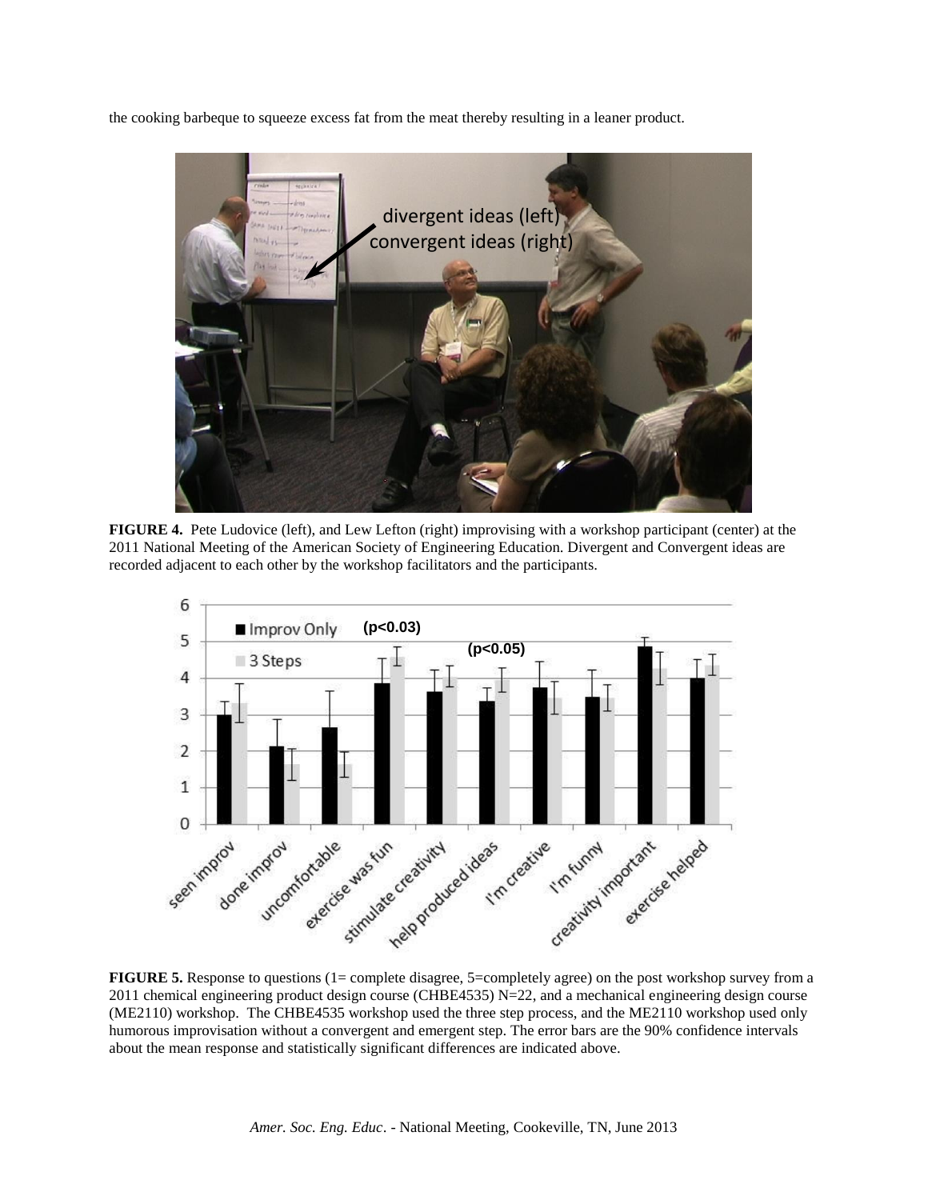the cooking barbeque to squeeze excess fat from the meat thereby resulting in a leaner product.

**FIGURE 4.** Pete Ludovice (left), and Lew Lefton (right) improvising with a workshop participant (center) at the 2011 National Meeting of the American Society of Engineering Education. Divergent and Convergent ideas are recorded adjacent to each other by the workshop facilitators and the participants.

**FIGURE 5.** Response to questions (1= complete disagree, 5=completely agree) on the post workshop survey from a 2011 chemical engineering product design course (CHBE4535) N=22, and a mechanical engineering design course (ME2110) workshop. The CHBE4535 workshop used the three step process, and the ME2110 workshop used only humorous improvisation without a convergent and emergent step. The error bars are the 90% confidence intervals about the mean response and statistically significant differences are indicated above.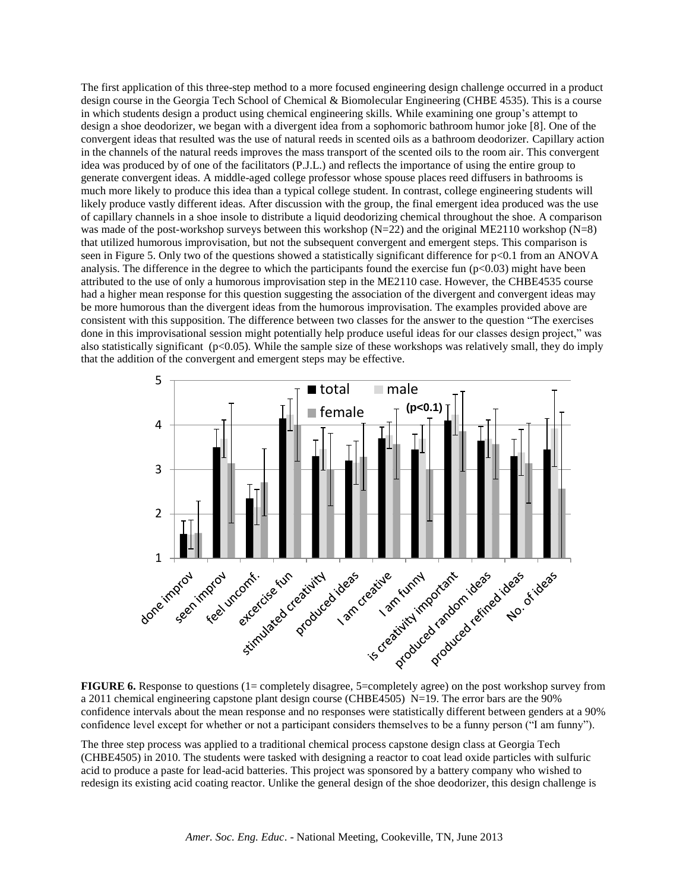The first application of this three-step method to a more focused engineering design challenge occurred in a product design course in the Georgia Tech School of Chemical & Biomolecular Engineering (CHBE 4535). This is a course in which students design a product using chemical engineering skills. While examining one group's attempt to design a shoe deodorizer, we began with a divergent idea from a sophomoric bathroom humor joke [8]. One of the convergent ideas that resulted was the use of natural reeds in scented oils as a bathroom deodorizer. Capillary action in the channels of the natural reeds improves the mass transport of the scented oils to the room air. This convergent idea was produced by of one of the facilitators (P.J.L.) and reflects the importance of using the entire group to generate convergent ideas. A middle-aged college professor whose spouse places reed diffusers in bathrooms is much more likely to produce this idea than a typical college student. In contrast, college engineering students will likely produce vastly different ideas. After discussion with the group, the final emergent idea produced was the use of capillary channels in a shoe insole to distribute a liquid deodorizing chemical throughout the shoe. A comparison was made of the post-workshop surveys between this workshop (N=22) and the original ME2110 workshop (N=8) that utilized humorous improvisation, but not the subsequent convergent and emergent steps. This comparison is seen in Figure 5. Only two of the questions showed a statistically significant difference for $p<0.1$ from an ANOVA analysis. The difference in the degree to which the participants found the exercise fun ($p<0.03$) might have been attributed to the use of only a humorous improvisation step in the ME2110 case. However, the CHBE4535 course had a higher mean response for this question suggesting the association of the divergent and convergent ideas may be more humorous than the divergent ideas from the humorous improvisation. The examples provided above are consistent with this supposition. The difference between two classes for the answer to the question "The exercises done in this improvisational session might potentially help produce useful ideas for our classes design project," was also statistically significant ($p<0.05$). While the sample size of these workshops was relatively small, they do imply that the addition of the convergent and emergent steps may be effective.

**FIGURE 6.** Response to questions (1= completely disagree, 5=completely agree) on the post workshop survey from a 2011 chemical engineering capstone plant design course (CHBE4505) N=19. The error bars are the 90% confidence intervals about the mean response and no responses were statistically different between genders at a 90% confidence level except for whether or not a participant considers themselves to be a funny person ("I am funny").

The three step process was applied to a traditional chemical process capstone design class at Georgia Tech (CHBE4505) in 2010. The students were tasked with designing a reactor to coat lead oxide particles with sulfuric acid to produce a paste for lead-acid batteries. This project was sponsored by a battery company who wished to redesign its existing acid coating reactor. Unlike the general design of the shoe deodorizer, this design challenge is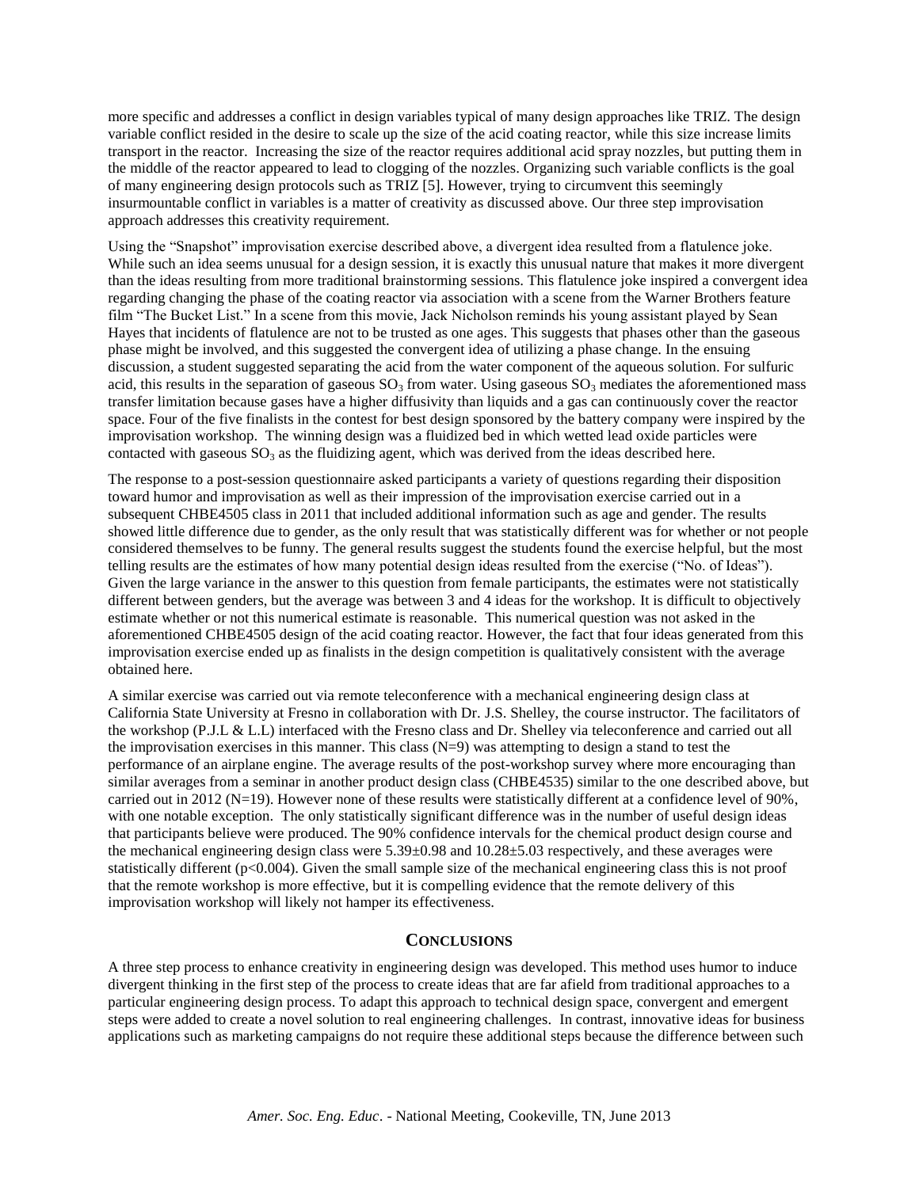more specific and addresses a conflict in design variables typical of many design approaches like TRIZ. The design variable conflict resided in the desire to scale up the size of the acid coating reactor, while this size increase limits transport in the reactor. Increasing the size of the reactor requires additional acid spray nozzles, but putting them in the middle of the reactor appeared to lead to clogging of the nozzles. Organizing such variable conflicts is the goal of many engineering design protocols such as TRIZ [5]. However, trying to circumvent this seemingly insurmountable conflict in variables is a matter of creativity as discussed above. Our three step improvisation approach addresses this creativity requirement.

Using the "Snapshot" improvisation exercise described above, a divergent idea resulted from a flatulence joke. While such an idea seems unusual for a design session, it is exactly this unusual nature that makes it more divergent than the ideas resulting from more traditional brainstorming sessions. This flatulence joke inspired a convergent idea regarding changing the phase of the coating reactor via association with a scene from the Warner Brothers feature film "The Bucket List." In a scene from this movie, Jack Nicholson reminds his young assistant played by Sean Hayes that incidents of flatulence are not to be trusted as one ages. This suggests that phases other than the gaseous phase might be involved, and this suggested the convergent idea of utilizing a phase change. In the ensuing discussion, a student suggested separating the acid from the water component of the aqueous solution. For sulfuric acid, this results in the separation of gaseous $SO_3$ from water. Using gaseous $SO_3$ mediates the aforementioned mass transfer limitation because gases have a higher diffusivity than liquids and a gas can continuously cover the reactor space. Four of the five finalists in the contest for best design sponsored by the battery company were inspired by the improvisation workshop. The winning design was a fluidized bed in which wetted lead oxide particles were contacted with gaseous $SO_3$ as the fluidizing agent, which was derived from the ideas described here.

The response to a post-session questionnaire asked participants a variety of questions regarding their disposition toward humor and improvisation as well as their impression of the improvisation exercise carried out in a subsequent CHBE4505 class in 2011 that included additional information such as age and gender. The results showed little difference due to gender, as the only result that was statistically different was for whether or not people considered themselves to be funny. The general results suggest the students found the exercise helpful, but the most telling results are the estimates of how many potential design ideas resulted from the exercise ("No. of Ideas"). Given the large variance in the answer to this question from female participants, the estimates were not statistically different between genders, but the average was between 3 and 4 ideas for the workshop. It is difficult to objectively estimate whether or not this numerical estimate is reasonable. This numerical question was not asked in the aforementioned CHBE4505 design of the acid coating reactor. However, the fact that four ideas generated from this improvisation exercise ended up as finalists in the design competition is qualitatively consistent with the average obtained here.

A similar exercise was carried out via remote teleconference with a mechanical engineering design class at California State University at Fresno in collaboration with Dr. J.S. Shelley, the course instructor. The facilitators of the workshop (P.J.L & L.L) interfaced with the Fresno class and Dr. Shelley via teleconference and carried out all the improvisation exercises in this manner. This class ($N=9$) was attempting to design a stand to test the performance of an airplane engine. The average results of the post-workshop survey where more encouraging than similar averages from a seminar in another product design class (CHBE4535) similar to the one described above, but carried out in 2012 ($N=19$). However none of these results were statistically different at a confidence level of 90%, with one notable exception. The only statistically significant difference was in the number of useful design ideas that participants believe were produced. The 90% confidence intervals for the chemical product design course and the mechanical engineering design class were $5.39\pm0.98$ and $10.28\pm5.03$ respectively, and these averages were statistically different ($p<0.004$). Given the small sample size of the mechanical engineering class this is not proof that the remote workshop is more effective, but it is compelling evidence that the remote delivery of this improvisation workshop will likely not hamper its effectiveness.

## CONCLUSIONS

A three step process to enhance creativity in engineering design was developed. This method uses humor to induce divergent thinking in the first step of the process to create ideas that are far afield from traditional approaches to a particular engineering design process. To adapt this approach to technical design space, convergent and emergent steps were added to create a novel solution to real engineering challenges. In contrast, innovative ideas for business applications such as marketing campaigns do not require these additional steps because the difference between such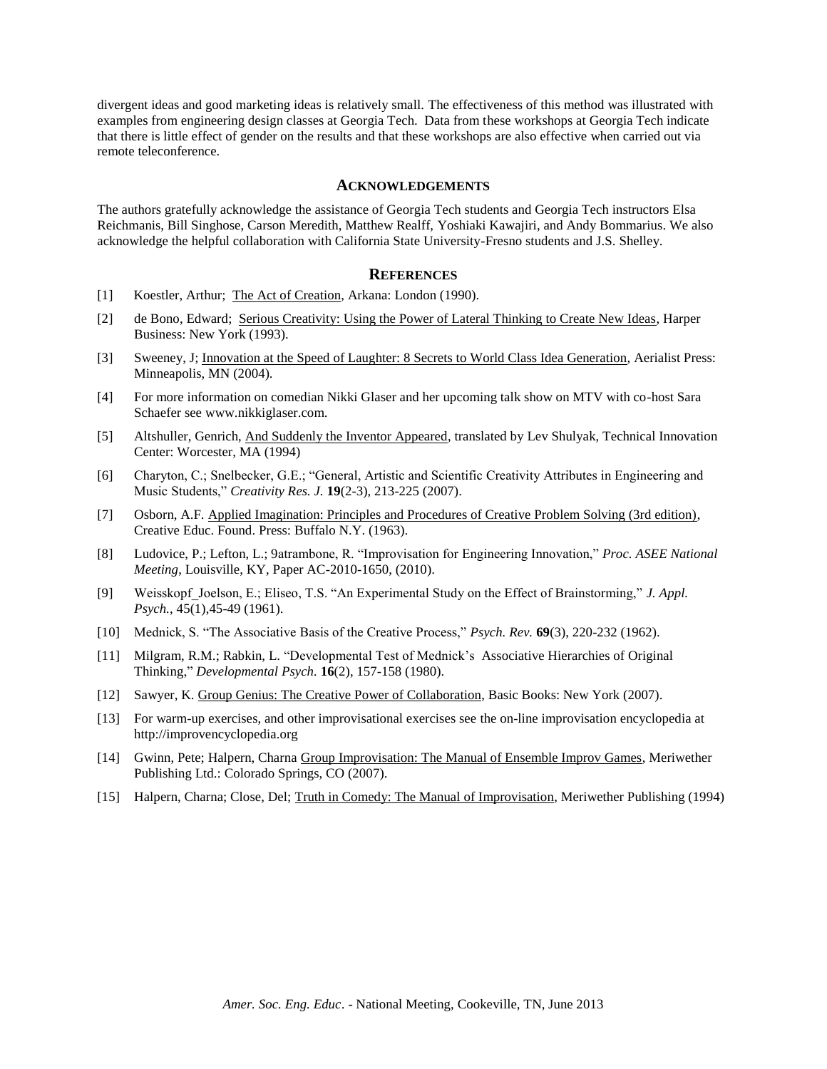divergent ideas and good marketing ideas is relatively small. The effectiveness of this method was illustrated with examples from engineering design classes at Georgia Tech. Data from these workshops at Georgia Tech indicate that there is little effect of gender on the results and that these workshops are also effective when carried out via remote teleconference.

## ACKNOWLEDGEMENTS

The authors gratefully acknowledge the assistance of Georgia Tech students and Georgia Tech instructors Elsa Reichmanis, Bill Singhose, Carson Meredith, Matthew Realff, Yoshiaki Kawajiri, and Andy Bommarius. We also acknowledge the helpful collaboration with California State University-Fresno students and J.S. Shelley.

## REFERENCES

[1] Koestler, Arthur; The Act of Creation, Arkana: London (1990).

[2] de Bono, Edward; Serious Creativity: Using the Power of Lateral Thinking to Create New Ideas, Harper Business: New York (1993).

[3] Sweeney, J; Innovation at the Speed of Laughter: 8 Secrets to World Class Idea Generation, Aerialist Press: Minneapolis, MN (2004).

[4] For more information on comedian Nikki Glaser and her upcoming talk show on MTV with co-host Sara Schaefer see www.nikkiglaser.com.

[5] Altshuller, Genrich, And Suddenly the Inventor Appeared, translated by Lev Shulyak, Technical Innovation Center: Worcester, MA (1994)

[6] Charyton, C.; Snelbecker, G.E.; "General, Artistic and Scientific Creativity Attributes in Engineering and Music Students," *Creativity Res. J.* **19**(2-3), 213-225 (2007).

[7] Osborn, A.F. Applied Imagination: Principles and Procedures of Creative Problem Solving (3rd edition), Creative Educ. Found. Press: Buffalo N.Y. (1963).

[8] Ludovice, P.; Lefton, L.; 9atrambone, R. "Improvisation for Engineering Innovation," *Proc. ASEE National Meeting*, Louisville, KY, Paper AC-2010-1650, (2010).

[9] Weisskopf_Joelson, E.; Eliseo, T.S. "An Experimental Study on the Effect of Brainstorming," *J. Appl. Psych.*, 45(1),45-49 (1961).

[10] Mednick, S. "The Associative Basis of the Creative Process," *Psych. Rev.* **69**(3), 220-232 (1962).

[11] Milgram, R.M.; Rabkin, L. "Developmental Test of Mednick's Associative Hierarchies of Original Thinking," *Developmental Psych.* **16**(2), 157-158 (1980).

[12] Sawyer, K. Group Genius: The Creative Power of Collaboration, Basic Books: New York (2007).

[13] For warm-up exercises, and other improvisational exercises see the on-line improvisation encyclopedia at http://improvencyclopedia.org

[14] Gwinn, Pete; Halpern, Charna Group Improvisation: The Manual of Ensemble Improv Games, Meriwether Publishing Ltd.: Colorado Springs, CO (2007).

[15] Halpern, Charna; Close, Del; Truth in Comedy: The Manual of Improvisation, Meriwether Publishing (1994)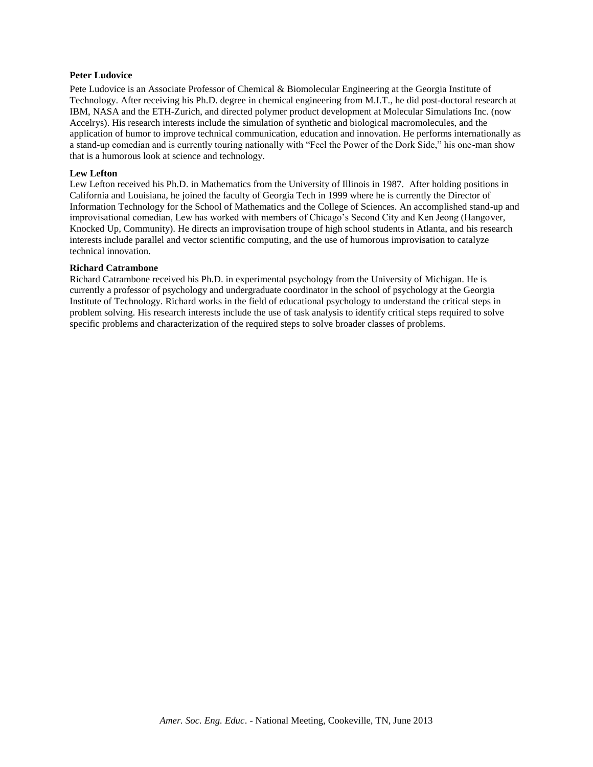**Peter Ludovice**

Pete Ludovice is an Associate Professor of Chemical & Biomolecular Engineering at the Georgia Institute of Technology. After receiving his Ph.D. degree in chemical engineering from M.I.T., he did post-doctoral research at IBM, NASA and the ETH-Zurich, and directed polymer product development at Molecular Simulations Inc. (now Accelrys). His research interests include the simulation of synthetic and biological macromolecules, and the application of humor to improve technical communication, education and innovation. He performs internationally as a stand-up comedian and is currently touring nationally with "Feel the Power of the Dork Side," his one-man show that is a humorous look at science and technology.

**Lew Lefton**

Lew Lefton received his Ph.D. in Mathematics from the University of Illinois in 1987. After holding positions in California and Louisiana, he joined the faculty of Georgia Tech in 1999 where he is currently the Director of Information Technology for the School of Mathematics and the College of Sciences. An accomplished stand-up and improvisational comedian, Lew has worked with members of Chicago's Second City and Ken Jeong (Hangover, Knocked Up, Community). He directs an improvisation troupe of high school students in Atlanta, and his research interests include parallel and vector scientific computing, and the use of humorous improvisation to catalyze technical innovation.

**Richard Catrambone**

Richard Catrambone received his Ph.D. in experimental psychology from the University of Michigan. He is currently a professor of psychology and undergraduate coordinator in the school of psychology at the Georgia Institute of Technology. Richard works in the field of educational psychology to understand the critical steps in problem solving. His research interests include the use of task analysis to identify critical steps required to solve specific problems and characterization of the required steps to solve broader classes of problems.